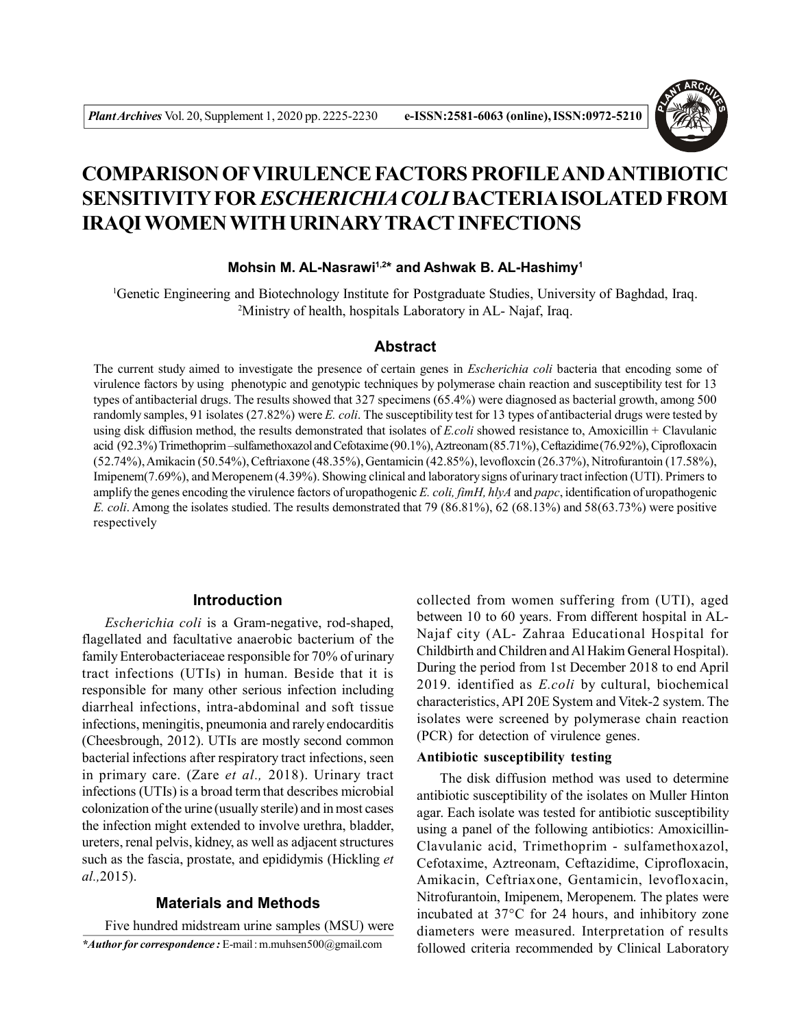# COMPARISON OF VIRULENCE FACTORS PROFILE AND ANTIBIOTIC SENSITIVITY FOR *ESCHERICHIA COLI* BACTERIA ISOLATED FROM IRAQI WOMEN WITH URINARY TRACT INFECTIONS

**Mohsin M. AL-Nasrawi[1,2]* and Ashwak B. AL-Hashimy[1]**

[1]Genetic Engineering and Biotechnology Institute for Postgraduate Studies, University of Baghdad, Iraq.
[2]Ministry of health, hospitals Laboratory in AL- Najaf, Iraq.

## Abstract

The current study aimed to investigate the presence of certain genes in *Escherichia coli* bacteria that encoding some of virulence factors by using phenotypic and genotypic techniques by polymerase chain reaction and susceptibility test for 13 types of antibacterial drugs. The results showed that 327 specimens (65.4%) were diagnosed as bacterial growth, among 500 randomly samples, 91 isolates (27.82%) were *E. coli*. The susceptibility test for 13 types of antibacterial drugs were tested by using disk diffusion method, the results demonstrated that isolates of *E.coli* showed resistance to, Amoxicillin + Clavulanic acid (92.3%) Trimethoprim –sulfamethoxazol and Cefotaxime (90.1%), Aztreonam (85.71%), Ceftazidime (76.92%), Ciprofloxacin (52.74%), Amikacin (50.54%), Ceftriaxone (48.35%), Gentamicin (42.85%), levofloxcin (26.37%), Nitrofurantoin (17.58%), Imipenem(7.69%), and Meropenem (4.39%). Showing clinical and laboratory signs of urinary tract infection (UTI). Primers to amplify the genes encoding the virulence factors of uropathogenic *E. coli, fimH, hlyA* and *papc*, identification of uropathogenic *E. coli*. Among the isolates studied. The results demonstrated that 79 (86.81%), 62 (68.13%) and 58(63.73%) were positive respectively

## Introduction

*Escherichia coli* is a Gram-negative, rod-shaped, flagellated and facultative anaerobic bacterium of the family Enterobacteriaceae responsible for 70% of urinary tract infections (UTIs) in human. Beside that it is responsible for many other serious infection including diarrheal infections, intra-abdominal and soft tissue infections, meningitis, pneumonia and rarely endocarditis (Cheesbrough, 2012). UTIs are mostly second common bacterial infections after respiratory tract infections, seen in primary care. (Zare *et al.,* 2018). Urinary tract infections (UTIs) is a broad term that describes microbial colonization of the urine (usually sterile) and in most cases the infection might extended to involve urethra, bladder, ureters, renal pelvis, kidney, as well as adjacent structures such as the fascia, prostate, and epididymis (Hickling *et al.,*2015).

## Materials and Methods

Five hundred midstream urine samples (MSU) were collected from women suffering from (UTI), aged between 10 to 60 years. From different hospital in AL-Najaf city (AL- Zahraa Educational Hospital for Childbirth and Children and Al Hakim General Hospital). During the period from 1st December 2018 to end April 2019. identified as *E.coli* by cultural, biochemical characteristics, API 20E System and Vitek-2 system. The isolates were screened by polymerase chain reaction (PCR) for detection of virulence genes.

### Antibiotic susceptibility testing

The disk diffusion method was used to determine antibiotic susceptibility of the isolates on Muller Hinton agar. Each isolate was tested for antibiotic susceptibility using a panel of the following antibiotics: Amoxicillin-Clavulanic acid, Trimethoprim - sulfamethoxazol, Cefotaxime, Aztreonam, Ceftazidime, Ciprofloxacin, Amikacin, Ceftriaxone, Gentamicin, levofloxacin, Nitrofurantoin, Imipenem, Meropenem. The plates were incubated at 37°C for 24 hours, and inhibitory zone diameters were measured. Interpretation of results followed criteria recommended by Clinical Laboratory

**Author for correspondence :* E-mail : m.muhsen500@gmail.com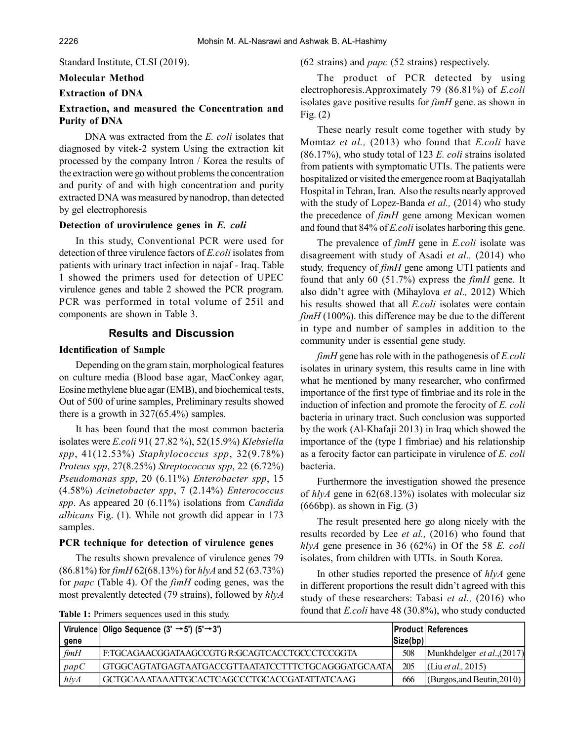Standard Institute, CLSI (2019).

**Molecular Method**

**Extraction of DNA**

**Extraction, and measured the Concentration and Purity of DNA**

DNA was extracted from the *E. coli* isolates that diagnosed by vitek-2 system Using the extraction kit processed by the company Intron / Korea the results of the extraction were go without problems the concentration and purity of and with high concentration and purity extracted DNA was measured by nanodrop, than detected by gel electrophoresis

**Detection of urovirulence genes in *E. coli***

In this study, Conventional PCR were used for detection of three virulence factors of *E.coli* isolates from patients with urinary tract infection in najaf - Iraq. Table 1 showed the primers used for detection of UPEC virulence genes and table 2 showed the PCR program. PCR was performed in total volume of 25ìl and components are shown in Table 3.

## Results and Discussion

**Identification of Sample**

Depending on the gram stain, morphological features on culture media (Blood base agar, MacConkey agar, Eosine methylene blue agar (EMB), and biochemical tests, Out of 500 of urine samples, Preliminary results showed there is a growth in 327(65.4%) samples.

It has been found that the most common bacteria isolates were *E.coli* 91( 27.82 %), 52(15.9%) *Klebsiella spp*, 41(12.53%) *Staphylococcus spp*, 32(9.78%) *Proteus spp*, 27(8.25%) *Streptococcus spp*, 22 (6.72%) *Pseudomonas spp*, 20 (6.11%) *Enterobacter spp*, 15 (4.58%) *Acinetobacter spp*, 7 (2.14%) *Enterococcus spp*. As appeared 20 (6.11%) isolations from *Candida albicans* Fig. (1). While not growth did appear in 173 samples.

**PCR technique for detection of virulence genes**

The results shown prevalence of virulence genes 79 (86.81%) for *fimH* 62(68.13%) for *hlyA* and 52 (63.73%) for *papc* (Table 4). Of the *fimH* coding genes, was the most prevalently detected (79 strains), followed by *hlyA* (62 strains) and *papc* (52 strains) respectively.

The product of PCR detected by using electrophoresis.Approximately 79 (86.81%) of *E.coli* isolates gave positive results for *fimH* gene. as shown in Fig. (2)

These nearly result come together with study by Momtaz *et al.,* (2013) who found that *E.coli* have (86.17%), who study total of 123 *E. coli* strains isolated from patients with symptomatic UTIs. The patients were hospitalized or visited the emergence room at Baqiyatallah Hospital in Tehran, Iran. Also the results nearly approved with the study of Lopez-Banda *et al.,* (2014) who study the precedence of *fimH* gene among Mexican women and found that 84% of *E.coli* isolates harboring this gene.

The prevalence of *fimH* gene in *E.coli* isolate was disagreement with study of Asadi *et al.,* (2014) who study, frequency of *fimH* gene among UTI patients and found that anly 60 (51.7%) express the *fimH* gene. It also didn't agree with (Mihaylova *et al.,* 2012) Which his results showed that all *E.coli* isolates were contain *fimH* (100%). this difference may be due to the different in type and number of samples in addition to the community under is essential gene study.

*fimH* gene has role with in the pathogenesis of *E.coli* isolates in urinary system, this results came in line with what he mentioned by many researcher, who confirmed importance of the first type of fimbriae and its role in the induction of infection and promote the ferocity of *E. coli* bacteria in urinary tract. Such conclusion was supported by the work (Al-Khafaji 2013) in Iraq which showed the importance of the (type I fimbriae) and his relationship as a ferocity factor can participate in virulence of *E. coli* bacteria.

Furthermore the investigation showed the presence of *hlyA* gene in 62(68.13%) isolates with molecular siz (666bp). as shown in Fig. (3)

The result presented here go along nicely with the results recorded by Lee *et al.,* (2016) who found that *hlyA* gene presence in 36 (62%) in Of the 58 *E. coli* isolates, from children with UTIs. in South Korea.

In other studies reported the presence of *hlyA* gene in different proportions the result didn't agreed with this study of these researchers: Tabasi *et al.,* (2016) who found that *E.coli* have 48 (30.8%), who study conducted

**Table 1:** Primers sequences used in this study.

| Virulence gene | Oligo Sequence (3' →5') (5'→3') | Product Size(bp) | References |
|---|---|---|---|
| *fimH* | F:TGCAGAACGGATAAGCCGTG R:GCAGTCACCTGCCCTCCGGTA | 508 | Munkhdelger *et al.,*(2017) |
| *papC* | GTGGCAGTATGAGTAATGACCGTTAATATCCTTTCTGCAGGGATGCAATA | 205 | (Liu *et al.,* 2015) |
| *hlyA* | GCTGCAAATAAATTGCACTCAGCCCTGCACCGATATTATCAAG | 666 | (Burgos,and Beutin,2010) |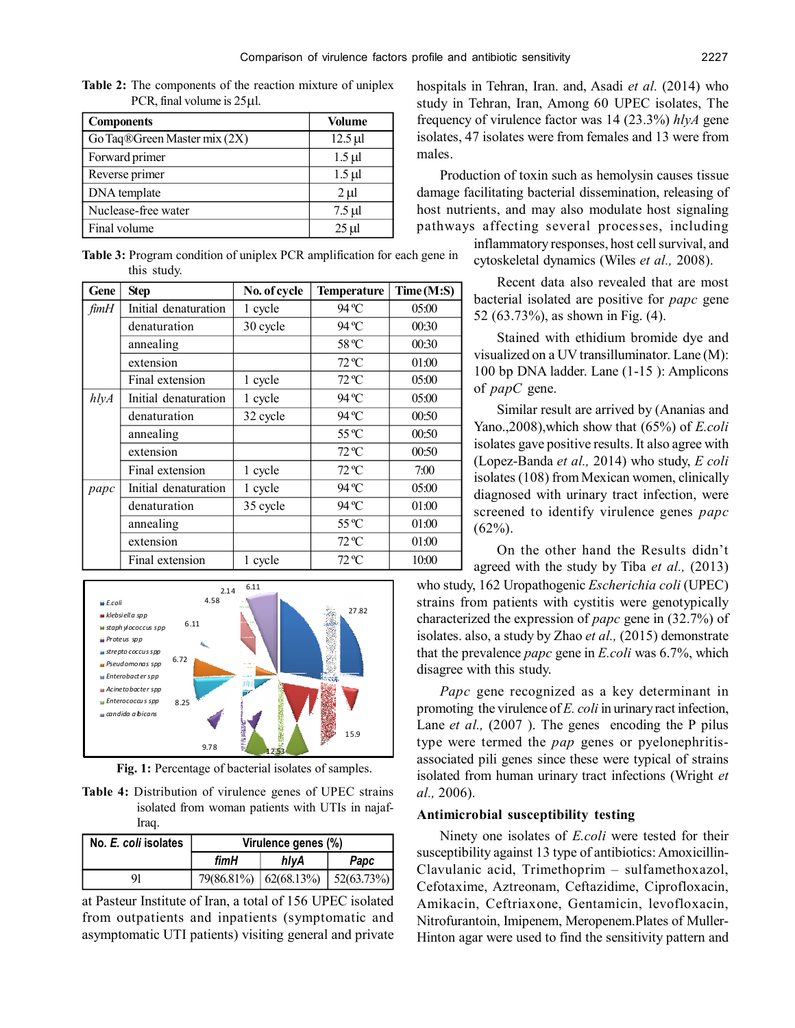**Table 2:** The components of the reaction mixture of uniplex PCR, final volume is 25µl.

| Components | Volume |
|---|---|
| Go Taq®Green Master mix (2X) | 12.5 µl |
| Forward primer | 1.5 µl |
| Reverse primer | 1.5 µl |
| DNA template | 2 µl |
| Nuclease-free water | 7.5 µl |
| Final volume | 25 µl |

**Table 3:** Program condition of uniplex PCR amplification for each gene in this study.

| Gene | Step | No. of cycle | Temperature | Time (M:S) |
|---|---|---|---|---|
| *fimH* | Initial denaturation | 1 cycle | 94 °C | 05:00 |
| | denaturation | 30 cycle | 94 °C | 00:30 |
| | annealing | | 58 °C | 00:30 |
| | extension | | 72 °C | 01:00 |
| | Final extension | 1 cycle | 72 °C | 05:00 |
| *hlyA* | Initial denaturation | 1 cycle | 94 °C | 05:00 |
| | denaturation | 32 cycle | 94 °C | 00:50 |
| | annealing | | 55 °C | 00:50 |
| | extension | | 72 °C | 00:50 |
| | Final extension | 1 cycle | 72 °C | 7:00 |
| *papc* | Initial denaturation | 1 cycle | 94 °C | 05:00 |
| | denaturation | 35 cycle | 94 °C | 01:00 |
| | annealing | | 55 °C | 01:00 |
| | extension | | 72 °C | 01:00 |
| | Final extension | 1 cycle | 72 °C | 10:00 |

**Fig. 1:** Percentage of bacterial isolates of samples.

**Table 4:** Distribution of virulence genes of UPEC strains isolated from woman patients with UTIs in najaf-Iraq.

| No. *E. coli* isolates | Virulence genes (%) | | |
|---|---|---|---|
| | *fimH* | *hlyA* | *Papc* |
| 91 | 79(86.81%) | 62(68.13%) | 52(63.73%) |

at Pasteur Institute of Iran, a total of 156 UPEC isolated from outpatients and inpatients (symptomatic and asymptomatic UTI patients) visiting general and private hospitals in Tehran, Iran. and, Asadi *et al.* (2014) who study in Tehran, Iran, Among 60 UPEC isolates, The frequency of virulence factor was 14 (23.3%) *hlyA* gene isolates, 47 isolates were from females and 13 were from males.

Production of toxin such as hemolysin causes tissue damage facilitating bacterial dissemination, releasing of host nutrients, and may also modulate host signaling pathways affecting several processes, including inflammatory responses, host cell survival, and cytoskeletal dynamics (Wiles *et al.,* 2008).

Recent data also revealed that are most bacterial isolated are positive for *papc* gene 52 (63.73%), as shown in Fig. (4).

Stained with ethidium bromide dye and visualized on a UV transilluminator. Lane (M): 100 bp DNA ladder. Lane (1-15 ): Amplicons of *papC* gene.

Similar result are arrived by (Ananias and Yano.,2008),which show that (65%) of *E.coli* isolates gave positive results. It also agree with (Lopez-Banda *et al.,* 2014) who study, *E coli* isolates (108) from Mexican women, clinically diagnosed with urinary tract infection, were screened to identify virulence genes *papc* (62%).

On the other hand the Results didn't agreed with the study by Tiba *et al.,* (2013) who study, 162 Uropathogenic *Escherichia coli* (UPEC) strains from patients with cystitis were genotypically characterized the expression of *papc* gene in (32.7%) of isolates. also, a study by Zhao *et al.,* (2015) demonstrate that the prevalence *papc* gene in *E.coli* was 6.7%, which disagree with this study.

*Papc* gene recognized as a key determinant in promoting the virulence of *E. coli* in urinary ract infection, Lane *et al.,* (2007 ). The genes encoding the P pilus type were termed the *pap* genes or pyelonephritis-associated pili genes since these were typical of strains isolated from human urinary tract infections (Wright *et al.,* 2006).

### Antimicrobial susceptibility testing

Ninety one isolates of *E.coli* were tested for their susceptibility against 13 type of antibiotics: Amoxicillin-Clavulanic acid, Trimethoprim – sulfamethoxazol, Cefotaxime, Aztreonam, Ceftazidime, Ciprofloxacin, Amikacin, Ceftriaxone, Gentamicin, levofloxacin, Nitrofurantoin, Imipenem, Meropenem.Plates of Muller-Hinton agar were used to find the sensitivity pattern and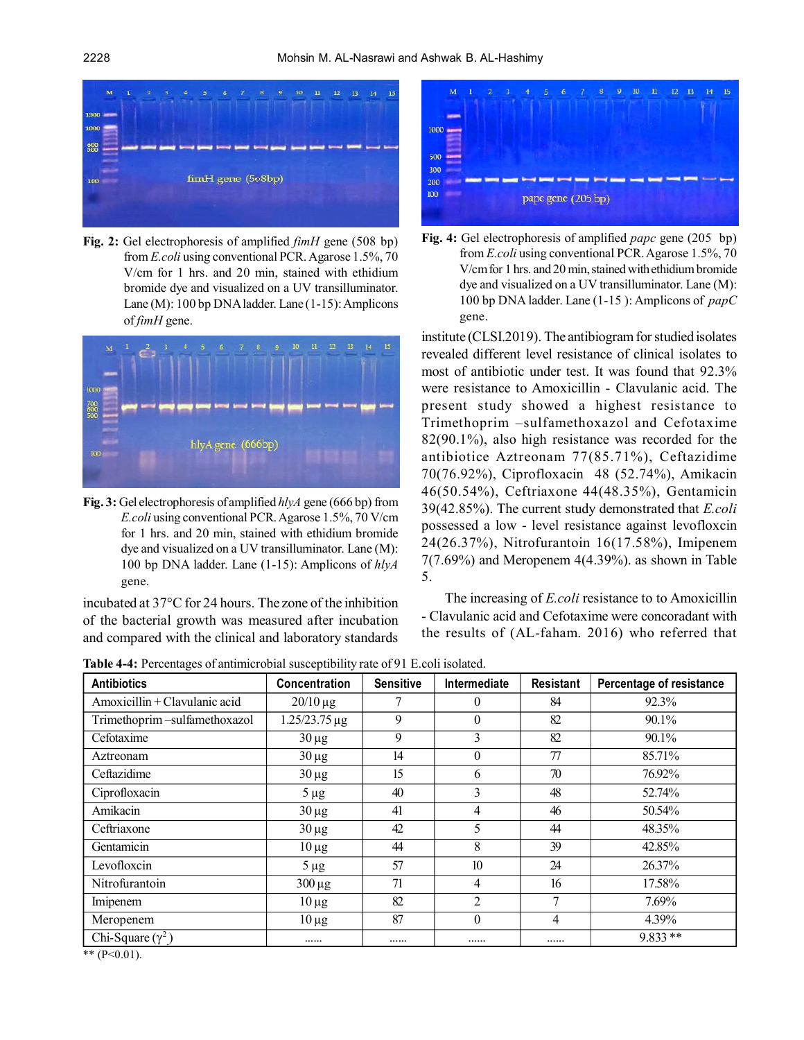Fig. 2: Gel electrophoresis of amplified *fimH* gene (508 bp) from *E.coli* using conventional PCR. Agarose 1.5%, 70 V/cm for 1 hrs. and 20 min, stained with ethidium bromide dye and visualized on a UV transillimunator. Lane (M): 100 bp DNA ladder. Lane (1-15): Amplicons of *fimH* gene.

Fig. 3: Gel electrophoresis of amplified *hlyA* gene (666 bp) from *E.coli* using conventional PCR. Agarose 1.5%, 70 V/cm for 1 hrs. and 20 min, stained with ethidium bromide dye and visualized on a UV transillimunator. Lane (M): 100 bp DNA ladder. Lane (1-15): Amplicons of *hlyA* gene.

Fig. 4: Gel electrophoresis of amplified *papc* gene (205 bp) from *E.coli* using conventional PCR. Agarose 1.5%, 70 V/cm for 1 hrs. and 20 min, stained with ethidium bromide dye and visualized on a UV transillimunator. Lane (M): 100 bp DNA ladder. Lane (1-15 ): Amplicons of *papC* gene.

incubated at 37°C for 24 hours. The zone of the inhibition of the bacterial growth was measured after incubation and compared with the clinical and laboratory standards institute (CLSI.2019). The antibiogram for studied isolates revealed different level resistance of clinical isolates to most of antibiotic under test. It was found that 92.3% were resistance to Amoxicillin - Clavulanic acid. The present study showed a highest resistance to Trimethoprim –sulfamethoxazol and Cefotaxime 82(90.1%), also high resistance was recorded for the antibiotice Aztreonam 77(85.71%), Ceftazidime 70(76.92%), Ciprofloxacin 48 (52.74%), Amikacin 46(50.54%), Ceftriaxone 44(48.35%), Gentamicin 39(42.85%). The current study demonstrated that *E.coli* possessed a low - level resistance against levofloxcin 24(26.37%), Nitrofurantoin 16(17.58%), Imipenem 7(7.69%) and Meropenem 4(4.39%). as shown in Table 5.

The increasing of *E.coli* resistance to to Amoxicillin - Clavulanic acid and Cefotaxime were concoradant with the results of (AL-faham. 2016) who referred that

**Table 4-4:** Percentages of antimicrobial susceptibility rate of 91 E.coli isolated.

| Antibiotics | Concentration | Sensitive | Intermediate | Resistant | Percentage of resistance |
|---|---|---|---|---|---|
| Amoxicillin + Clavulanic acid | 20/10 µg | 7 | 0 | 84 | 92.3% |
| Trimethoprim –sulfamethoxazol | 1.25/23.75 µg | 9 | 0 | 82 | 90.1% |
| Cefotaxime | 30 µg | 9 | 3 | 82 | 90.1% |
| Aztreonam | 30 µg | 14 | 0 | 77 | 85.71% |
| Ceftazidime | 30 µg | 15 | 6 | 70 | 76.92% |
| Ciprofloxacin | 5 µg | 40 | 3 | 48 | 52.74% |
| Amikacin | 30 µg | 41 | 4 | 46 | 50.54% |
| Ceftriaxone | 30 µg | 42 | 5 | 44 | 48.35% |
| Gentamicin | 10 µg | 44 | 8 | 39 | 42.85% |
| Levofloxcin | 5 µg | 57 | 10 | 24 | 26.37% |
| Nitrofurantoin | 300 µg | 71 | 4 | 16 | 17.58% |
| Imipenem | 10 µg | 82 | 2 | 7 | 7.69% |
| Meropenem | 10 µg | 87 | 0 | 4 | 4.39% |
| Chi-Square ($\chi^2$) | ...... | ...... | ...... | ...... | 9.833 ** |

** (P<0.01).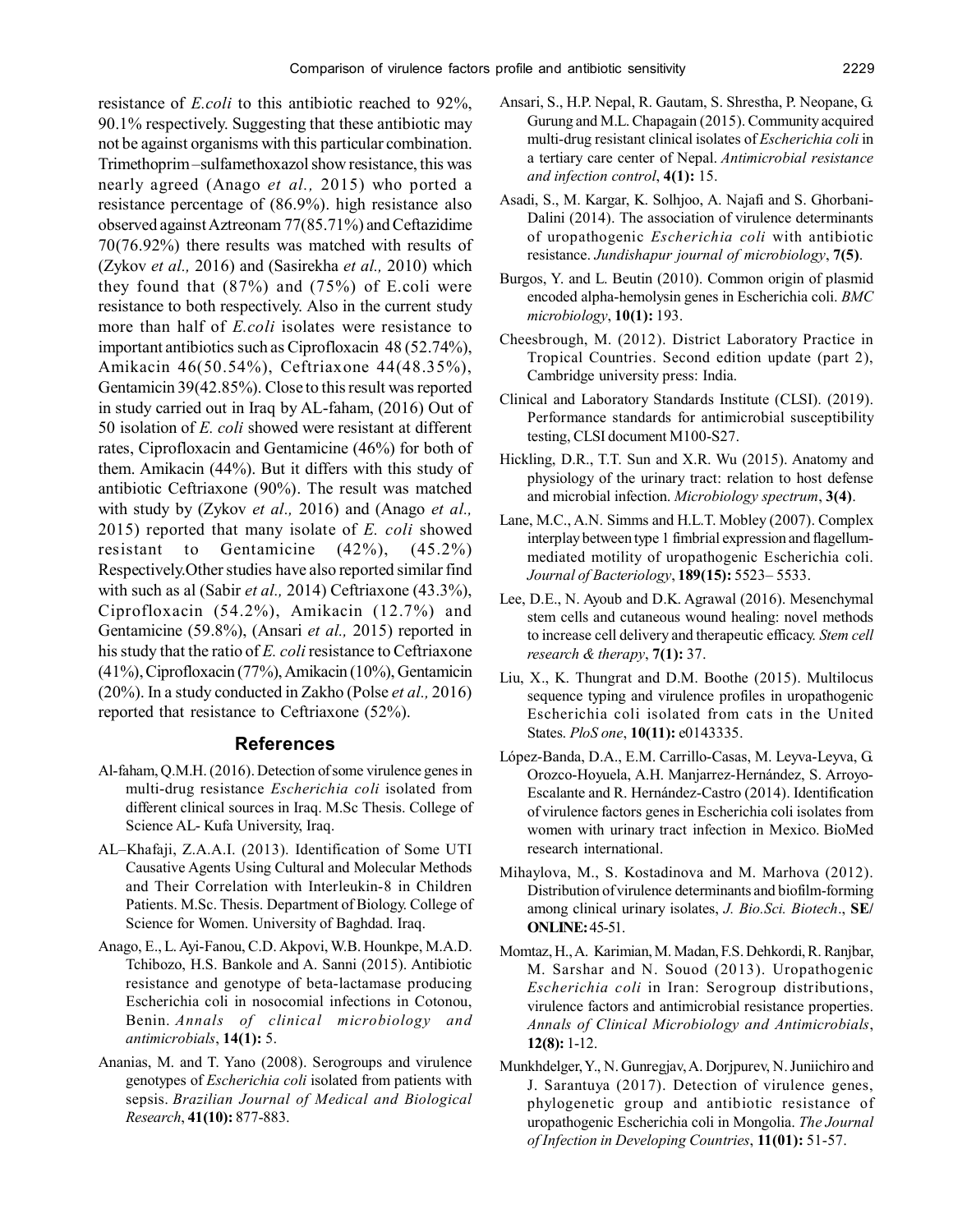resistance of *E.coli* to this antibiotic reached to 92%, 90.1% respectively. Suggesting that these antibiotic may not be against organisms with this particular combination. Trimethoprim –sulfamethoxazol show resistance, this was nearly agreed (Anago *et al.,* 2015) who ported a resistance percentage of (86.9%). high resistance also observed against Aztreonam 77(85.71%) and Ceftazidime 70(76.92%) there results was matched with results of (Zykov *et al.,* 2016) and (Sasirekha *et al.,* 2010) which they found that (87%) and (75%) of E.coli were resistance to both respectively. Also in the current study more than half of *E.coli* isolates were resistance to important antibiotics such as Ciprofloxacin 48 (52.74%), Amikacin 46(50.54%), Ceftriaxone 44(48.35%), Gentamicin 39(42.85%). Close to this result was reported in study carried out in Iraq by AL-faham, (2016) Out of 50 isolation of *E. coli* showed were resistant at different rates, Ciprofloxacin and Gentamicine (46%) for both of them. Amikacin (44%). But it differs with this study of antibiotic Ceftriaxone (90%). The result was matched with study by (Zykov *et al.,* 2016) and (Anago *et al.,* 2015) reported that many isolate of *E. coli* showed resistant to Gentamicine (42%), (45.2%) Respectively.Other studies have also reported similar find with such as al (Sabir *et al.,* 2014) Ceftriaxone (43.3%), Ciprofloxacin (54.2%), Amikacin (12.7%) and Gentamicine (59.8%), (Ansari *et al.,* 2015) reported in his study that the ratio of *E. coli* resistance to Ceftriaxone (41%), Ciprofloxacin (77%), Amikacin (10%), Gentamicin (20%). In a study conducted in Zakho (Polse *et al.,* 2016) reported that resistance to Ceftriaxone (52%).

## References

Al-faham, Q.M.H. (2016). Detection of some virulence genes in multi-drug resistance *Escherichia coli* isolated from different clinical sources in Iraq. M.Sc Thesis. College of Science AL- Kufa University, Iraq.

AL–Khafaji, Z.A.A.I. (2013). Identification of Some UTI Causative Agents Using Cultural and Molecular Methods and Their Correlation with Interleukin-8 in Children Patients. M.Sc. Thesis. Department of Biology. College of Science for Women. University of Baghdad. Iraq.

Anago, E., L. Ayi-Fanou, C.D. Akpovi, W.B. Hounkpe, M.A.D. Tchibozo, H.S. Bankole and A. Sanni (2015). Antibiotic resistance and genotype of beta-lactamase producing Escherichia coli in nosocomial infections in Cotonou, Benin. *Annals of clinical microbiology and antimicrobials*, **14(1):** 5.

Ananias, M. and T. Yano (2008). Serogroups and virulence genotypes of *Escherichia coli* isolated from patients with sepsis. *Brazilian Journal of Medical and Biological Research*, **41(10):** 877-883.

Ansari, S., H.P. Nepal, R. Gautam, S. Shrestha, P. Neopane, G. Gurung and M.L. Chapagain (2015). Community acquired multi-drug resistant clinical isolates of *Escherichia coli* in a tertiary care center of Nepal. *Antimicrobial resistance and infection control*, **4(1):** 15.

Asadi, S., M. Kargar, K. Solhjoo, A. Najafi and S. Ghorbani-Dalini (2014). The association of virulence determinants of uropathogenic *Escherichia coli* with antibiotic resistance. *Jundishapur journal of microbiology*, **7(5)**.

Burgos, Y. and L. Beutin (2010). Common origin of plasmid encoded alpha-hemolysin genes in Escherichia coli. *BMC microbiology*, **10(1):** 193.

Cheesbrough, M. (2012). District Laboratory Practice in Tropical Countries. Second edition update (part 2), Cambridge university press: India.

Clinical and Laboratory Standards Institute (CLSI). (2019). Performance standards for antimicrobial susceptibility testing, CLSI document M100-S27.

Hickling, D.R., T.T. Sun and X.R. Wu (2015). Anatomy and physiology of the urinary tract: relation to host defense and microbial infection. *Microbiology spectrum*, **3(4)**.

Lane, M.C., A.N. Simms and H.L.T. Mobley (2007). Complex interplay between type 1 fimbrial expression and flagellum-mediated motility of uropathogenic Escherichia coli. *Journal of Bacteriology*, **189(15):** 5523– 5533.

Lee, D.E., N. Ayoub and D.K. Agrawal (2016). Mesenchymal stem cells and cutaneous wound healing: novel methods to increase cell delivery and therapeutic efficacy. *Stem cell research & therapy*, **7(1):** 37.

Liu, X., K. Thungrat and D.M. Boothe (2015). Multilocus sequence typing and virulence profiles in uropathogenic Escherichia coli isolated from cats in the United States. *PloS one*, **10(11):** e0143335.

López-Banda, D.A., E.M. Carrillo-Casas, M. Leyva-Leyva, G. Orozco-Hoyuela, A.H. Manjarrez-Hernández, S. Arroyo-Escalante and R. Hernández-Castro (2014). Identification of virulence factors genes in Escherichia coli isolates from women with urinary tract infection in Mexico. BioMed research international.

Mihaylova, M., S. Kostadinova and M. Marhova (2012). Distribution of virulence determinants and biofilm-forming among clinical urinary isolates, *J. Bio.Sci. Biotech*., **SE/ ONLINE:** 45-51.

Momtaz, H., A. Karimian, M. Madan, F.S. Dehkordi, R. Ranjbar, M. Sarshar and N. Souod (2013). Uropathogenic *Escherichia coli* in Iran: Serogroup distributions, virulence factors and antimicrobial resistance properties. *Annals of Clinical Microbiology and Antimicrobials*, **12(8):** 1-12.

Munkhdelger, Y., N. Gunregjav, A. Dorjpurev, N. Juniichiro and J. Sarantuya (2017). Detection of virulence genes, phylogenetic group and antibiotic resistance of uropathogenic Escherichia coli in Mongolia. *The Journal of Infection in Developing Countries*, **11(01):** 51-57.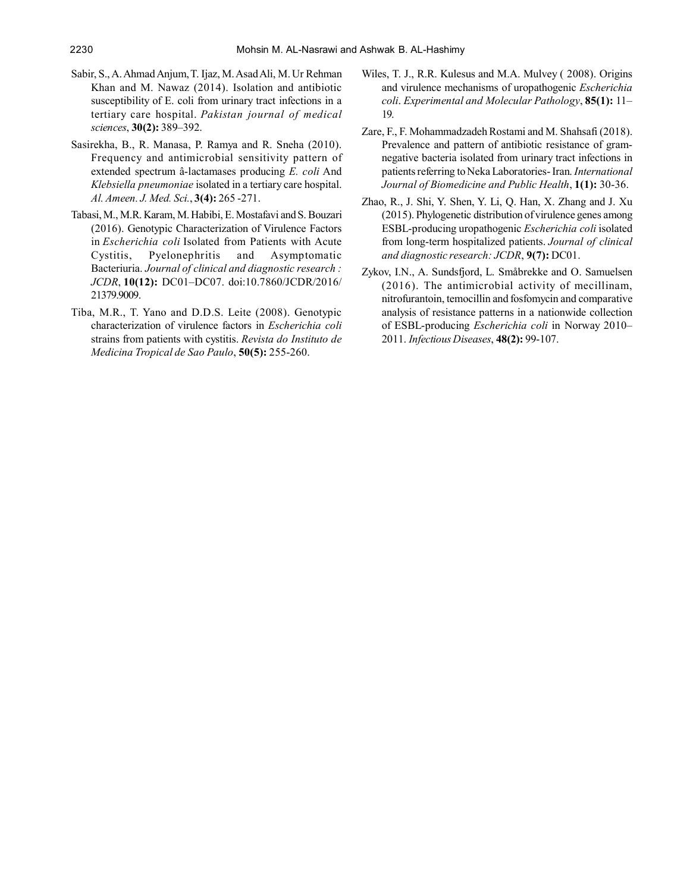Sabir, S., A. Ahmad Anjum, T. Ijaz, M. Asad Ali, M. Ur Rehman Khan and M. Nawaz (2014). Isolation and antibiotic susceptibility of E. coli from urinary tract infections in a tertiary care hospital. *Pakistan journal of medical sciences*, **30(2):** 389–392.

Sasirekha, B., R. Manasa, P. Ramya and R. Sneha (2010). Frequency and antimicrobial sensitivity pattern of extended spectrum â-lactamases producing *E. coli* And *Klebsiella pneumoniae* isolated in a tertiary care hospital. *Al. Ameen. J. Med. Sci.*, **3(4):** 265 -271.

Tabasi, M., M.R. Karam, M. Habibi, E. Mostafavi and S. Bouzari (2016). Genotypic Characterization of Virulence Factors in *Escherichia coli* Isolated from Patients with Acute Cystitis, Pyelonephritis and Asymptomatic Bacteriuria. *Journal of clinical and diagnostic research : JCDR*, **10(12):** DC01–DC07. doi:10.7860/JCDR/2016/21379.9009.

Tiba, M.R., T. Yano and D.D.S. Leite (2008). Genotypic characterization of virulence factors in *Escherichia coli* strains from patients with cystitis. *Revista do Instituto de Medicina Tropical de Sao Paulo*, **50(5):** 255-260.

Wiles, T. J., R.R. Kulesus and M.A. Mulvey ( 2008). Origins and virulence mechanisms of uropathogenic *Escherichia coli*. *Experimental and Molecular Pathology*, **85(1):** 11–19.

Zare, F., F. Mohammadzadeh Rostami and M. Shahsafi (2018). Prevalence and pattern of antibiotic resistance of gram-negative bacteria isolated from urinary tract infections in patients referring to Neka Laboratories- Iran. *International Journal of Biomedicine and Public Health*, **1(1):** 30-36.

Zhao, R., J. Shi, Y. Shen, Y. Li, Q. Han, X. Zhang and J. Xu (2015). Phylogenetic distribution of virulence genes among ESBL-producing uropathogenic *Escherichia coli* isolated from long-term hospitalized patients. *Journal of clinical and diagnostic research: JCDR*, **9(7):** DC01.

Zykov, I.N., A. Sundsfjord, L. Småbrekke and O. Samuelsen (2016). The antimicrobial activity of mecillinam, nitrofurantoin, temocillin and fosfomycin and comparative analysis of resistance patterns in a nationwide collection of ESBL-producing *Escherichia coli* in Norway 2010–2011. *Infectious Diseases*, **48(2):** 99-107.